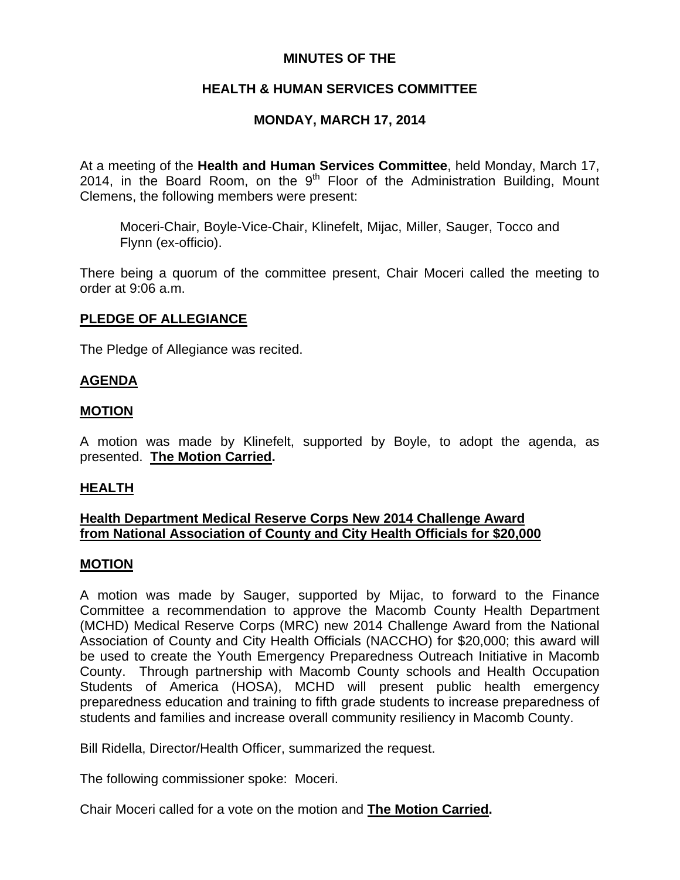# MINUTES OF THE

## HEALTH & HUMAN SERVICES COMMITTEE

## MONDAY, MARCH 17, 2014

At a meeting of the **Health and Human Services Committee**, held Monday, March 17, 2014, in the Board Room, on the 9th Floor of the Administration Building, Mount Clemens, the following members were present:

> Moceri-Chair, Boyle-Vice-Chair, Klinefelt, Mijac, Miller, Sauger, Tocco and Flynn (ex-officio).

There being a quorum of the committee present, Chair Moceri called the meeting to order at 9:06 a.m.

**PLEDGE OF ALLEGIANCE**

The Pledge of Allegiance was recited.

**AGENDA**

**MOTION**

A motion was made by Klinefelt, supported by Boyle, to adopt the agenda, as presented. **The Motion Carried.**

**HEALTH**

**Health Department Medical Reserve Corps New 2014 Challenge Award from National Association of County and City Health Officials for $20,000**

**MOTION**

A motion was made by Sauger, supported by Mijac, to forward to the Finance Committee a recommendation to approve the Macomb County Health Department (MCHD) Medical Reserve Corps (MRC) new 2014 Challenge Award from the National Association of County and City Health Officials (NACCHO) for $20,000; this award will be used to create the Youth Emergency Preparedness Outreach Initiative in Macomb County. Through partnership with Macomb County schools and Health Occupation Students of America (HOSA), MCHD will present public health emergency preparedness education and training to fifth grade students to increase preparedness of students and families and increase overall community resiliency in Macomb County.

Bill Ridella, Director/Health Officer, summarized the request.

The following commissioner spoke: Moceri.

Chair Moceri called for a vote on the motion and **The Motion Carried.**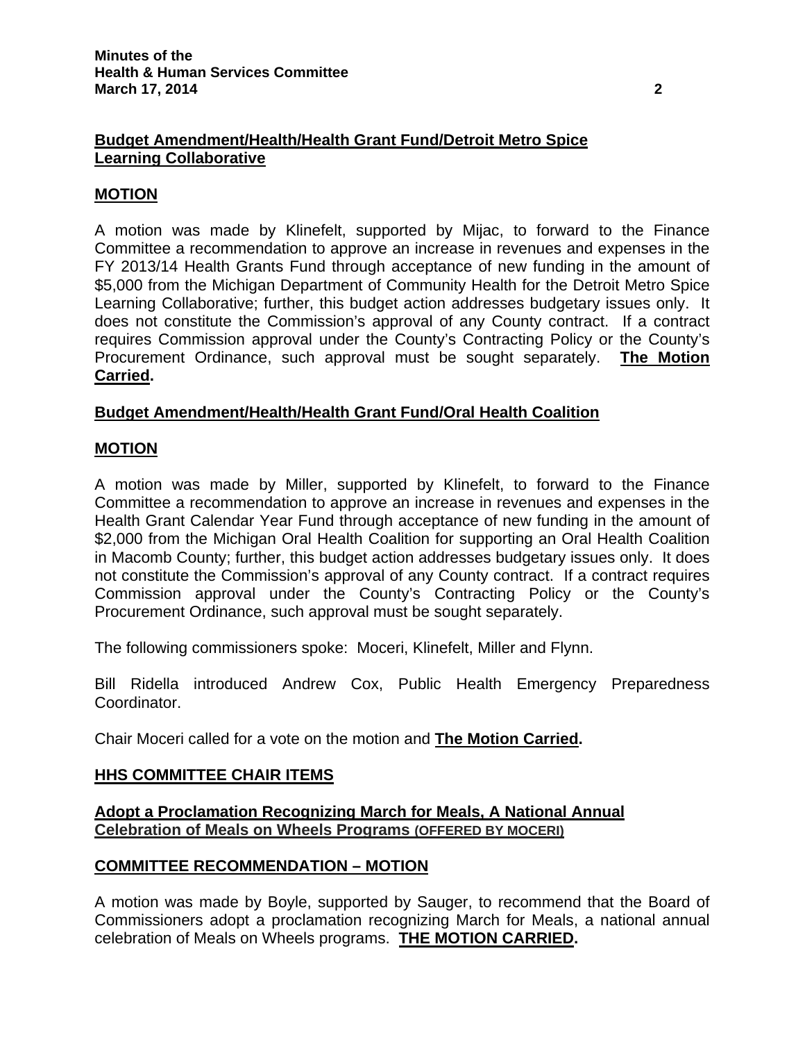**Budget Amendment/Health/Health Grant Fund/Detroit Metro Spice Learning Collaborative**

**MOTION**

A motion was made by Klinefelt, supported by Mijac, to forward to the Finance Committee a recommendation to approve an increase in revenues and expenses in the FY 2013/14 Health Grants Fund through acceptance of new funding in the amount of $5,000 from the Michigan Department of Community Health for the Detroit Metro Spice Learning Collaborative; further, this budget action addresses budgetary issues only. It does not constitute the Commission's approval of any County contract. If a contract requires Commission approval under the County's Contracting Policy or the County's Procurement Ordinance, such approval must be sought separately. **The Motion Carried.**

**Budget Amendment/Health/Health Grant Fund/Oral Health Coalition**

**MOTION**

A motion was made by Miller, supported by Klinefelt, to forward to the Finance Committee a recommendation to approve an increase in revenues and expenses in the Health Grant Calendar Year Fund through acceptance of new funding in the amount of $2,000 from the Michigan Oral Health Coalition for supporting an Oral Health Coalition in Macomb County; further, this budget action addresses budgetary issues only. It does not constitute the Commission's approval of any County contract. If a contract requires Commission approval under the County's Contracting Policy or the County's Procurement Ordinance, such approval must be sought separately.

The following commissioners spoke: Moceri, Klinefelt, Miller and Flynn.

Bill Ridella introduced Andrew Cox, Public Health Emergency Preparedness Coordinator.

Chair Moceri called for a vote on the motion and **The Motion Carried.**

**HHS COMMITTEE CHAIR ITEMS**

**Adopt a Proclamation Recognizing March for Meals, A National Annual Celebration of Meals on Wheels Programs (OFFERED BY MOCERI)**

**COMMITTEE RECOMMENDATION – MOTION**

A motion was made by Boyle, supported by Sauger, to recommend that the Board of Commissioners adopt a proclamation recognizing March for Meals, a national annual celebration of Meals on Wheels programs. **THE MOTION CARRIED.**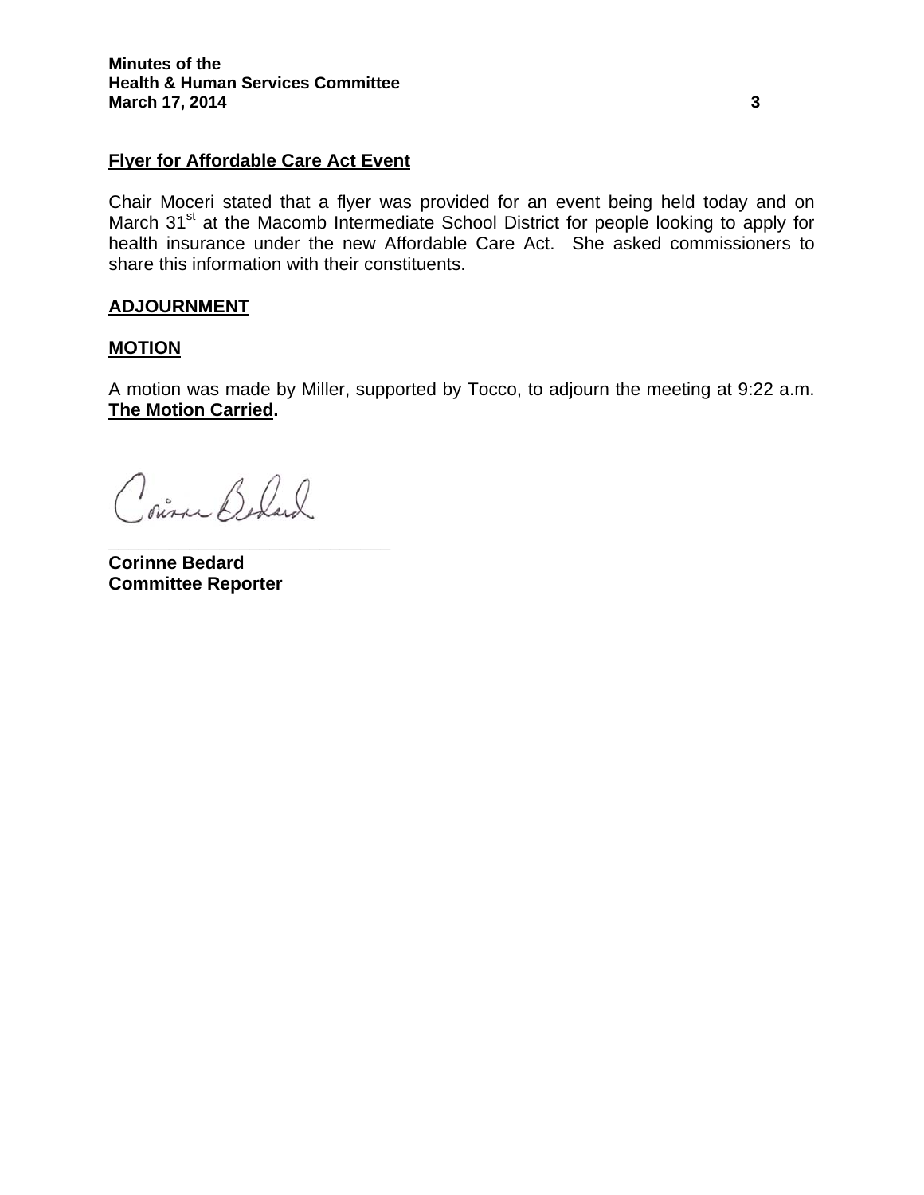**Flyer for Affordable Care Act Event**

Chair Moceri stated that a flyer was provided for an event being held today and on March 31st at the Macomb Intermediate School District for people looking to apply for health insurance under the new Affordable Care Act. She asked commissioners to share this information with their constituents.

**ADJOURNMENT**

**MOTION**

A motion was made by Miller, supported by Tocco, to adjourn the meeting at 9:22 a.m. **The Motion Carried.**

______________________________
**Corinne Bedard**
**Committee Reporter**